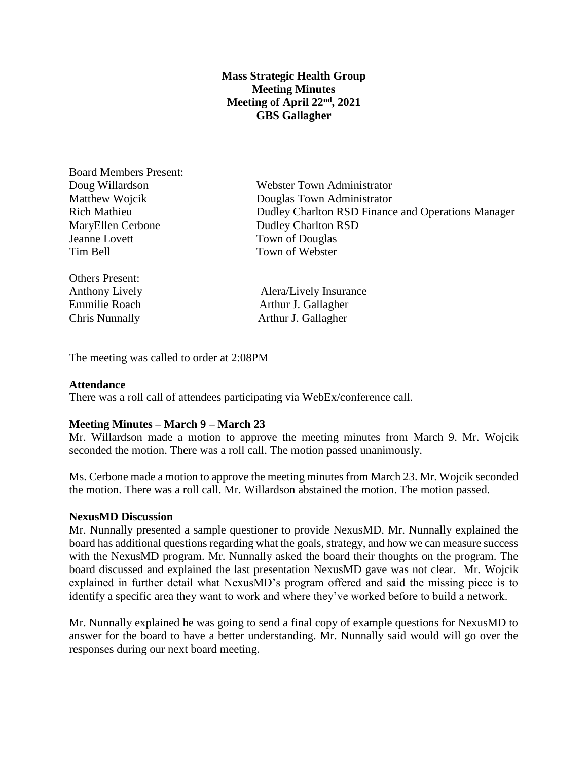**Mass Strategic Health Group**
**Meeting Minutes**
**Meeting of April 22nd, 2021**
**GBS Gallagher**

| Board Members Present: | |
|---|---|
| Doug Willardson | Webster Town Administrator |
| Matthew Wojcik | Douglas Town Administrator |
| Rich Mathieu | Dudley Charlton RSD Finance and Operations Manager |
| MaryEllen Cerbone | Dudley Charlton RSD |
| Jeanne Lovett | Town of Douglas |
| Tim Bell | Town of Webster |

| Others Present: | |
|---|---|
| Anthony Lively | Alera/Lively Insurance |
| Emmilie Roach | Arthur J. Gallagher |
| Chris Nunnally | Arthur J. Gallagher |

The meeting was called to order at 2:08PM

**Attendance**

There was a roll call of attendees participating via WebEx/conference call.

**Meeting Minutes – March 9 – March 23**

Mr. Willardson made a motion to approve the meeting minutes from March 9. Mr. Wojcik seconded the motion. There was a roll call. The motion passed unanimously.

Ms. Cerbone made a motion to approve the meeting minutes from March 23. Mr. Wojcik seconded the motion. There was a roll call. Mr. Willardson abstained the motion. The motion passed.

**NexusMD Discussion**

Mr. Nunnally presented a sample questioner to provide NexusMD. Mr. Nunnally explained the board has additional questions regarding what the goals, strategy, and how we can measure success with the NexusMD program. Mr. Nunnally asked the board their thoughts on the program. The board discussed and explained the last presentation NexusMD gave was not clear. Mr. Wojcik explained in further detail what NexusMD's program offered and said the missing piece is to identify a specific area they want to work and where they've worked before to build a network.

Mr. Nunnally explained he was going to send a final copy of example questions for NexusMD to answer for the board to have a better understanding. Mr. Nunnally said would will go over the responses during our next board meeting.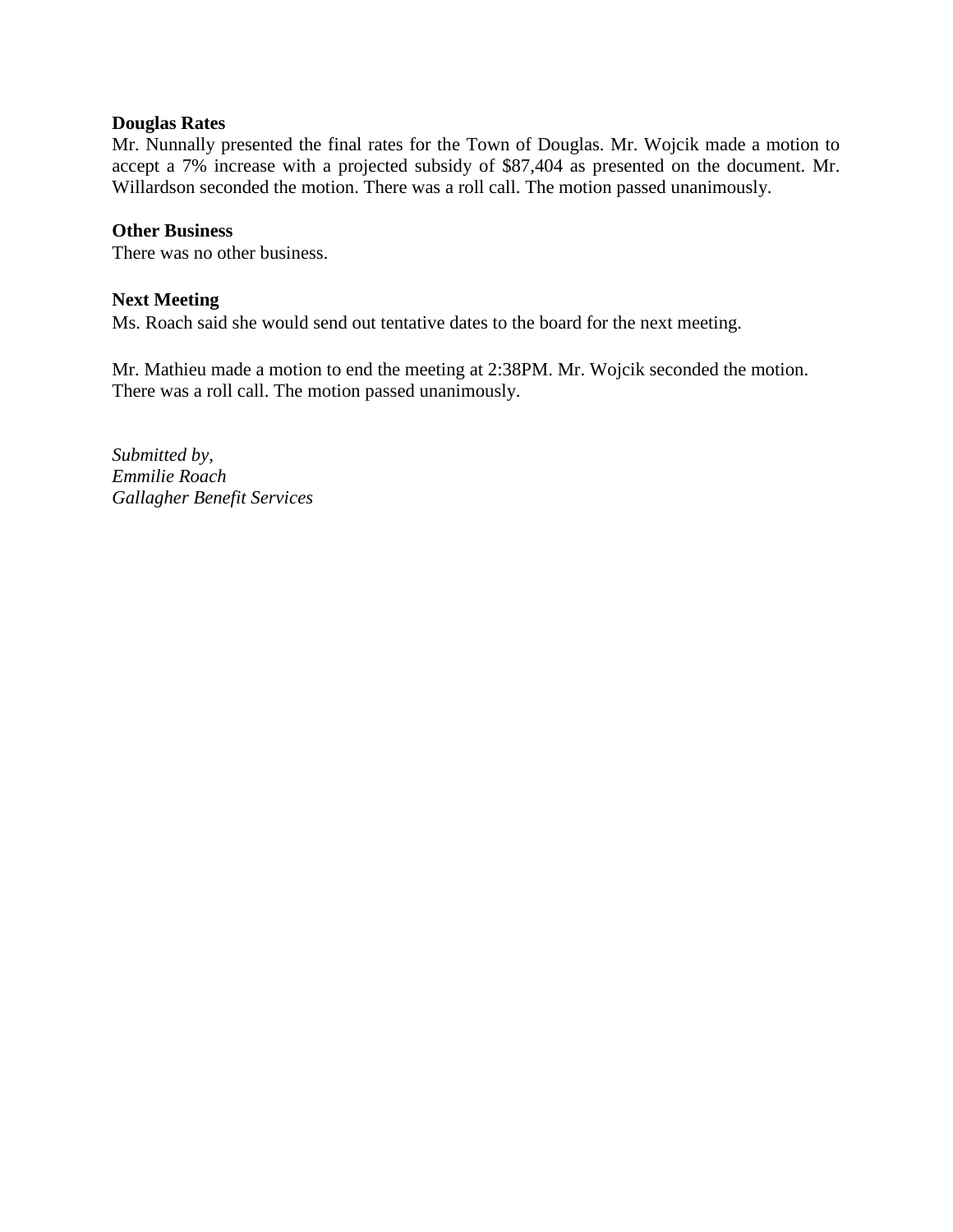**Douglas Rates**

Mr. Nunnally presented the final rates for the Town of Douglas. Mr. Wojcik made a motion to accept a 7% increase with a projected subsidy of $87,404 as presented on the document. Mr. Willardson seconded the motion. There was a roll call. The motion passed unanimously.

**Other Business**

There was no other business.

**Next Meeting**

Ms. Roach said she would send out tentative dates to the board for the next meeting.

Mr. Mathieu made a motion to end the meeting at 2:38PM. Mr. Wojcik seconded the motion. There was a roll call. The motion passed unanimously.

*Submitted by,*
*Emmilie Roach*
*Gallagher Benefit Services*